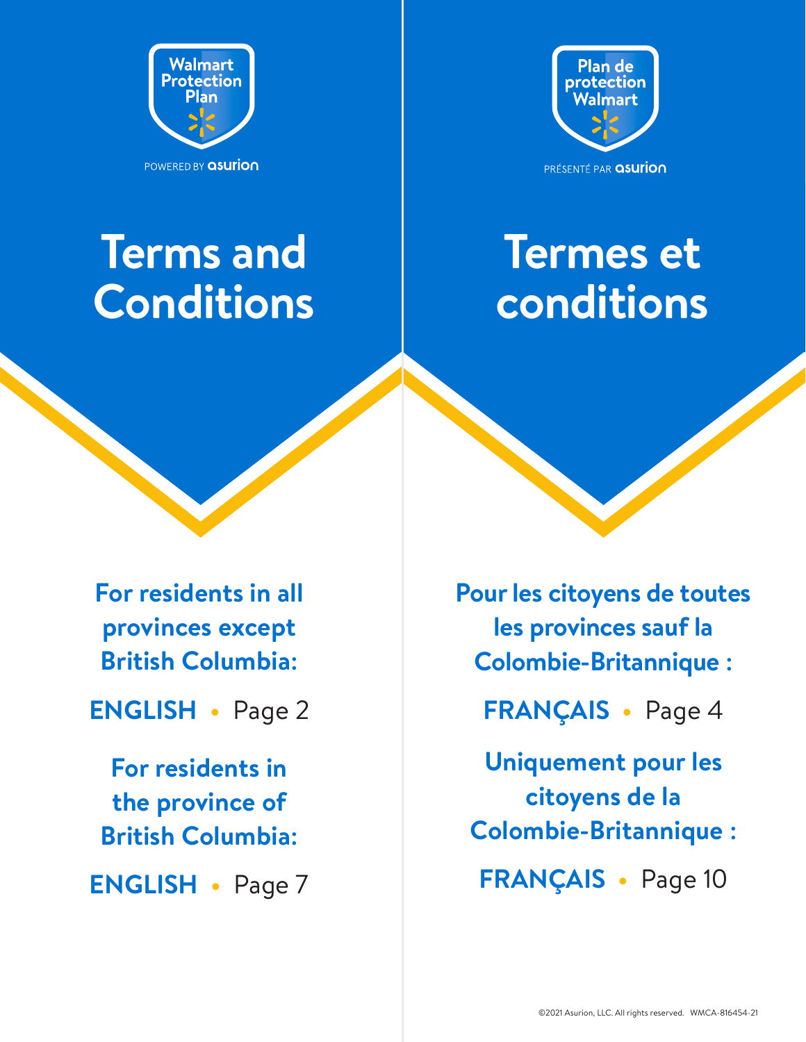Walmart Protection Plan

POWERED BY asurion

# Terms and Conditions

**For residents in all provinces except British Columbia:**

**ENGLISH** • Page 2

**For residents in the province of British Columbia:**

**ENGLISH** • Page 7

Plan de protection Walmart

PRÉSENTÉ PAR asurion

# Termes et conditions

**Pour les citoyens de toutes les provinces sauf la Colombie-Britannique :**

**FRANÇAIS** • Page 4

**Uniquement pour les citoyens de la Colombie-Britannique :**

**FRANÇAIS** • Page 10

©2021 Asurion, LLC. All rights reserved. WMCA-816454-21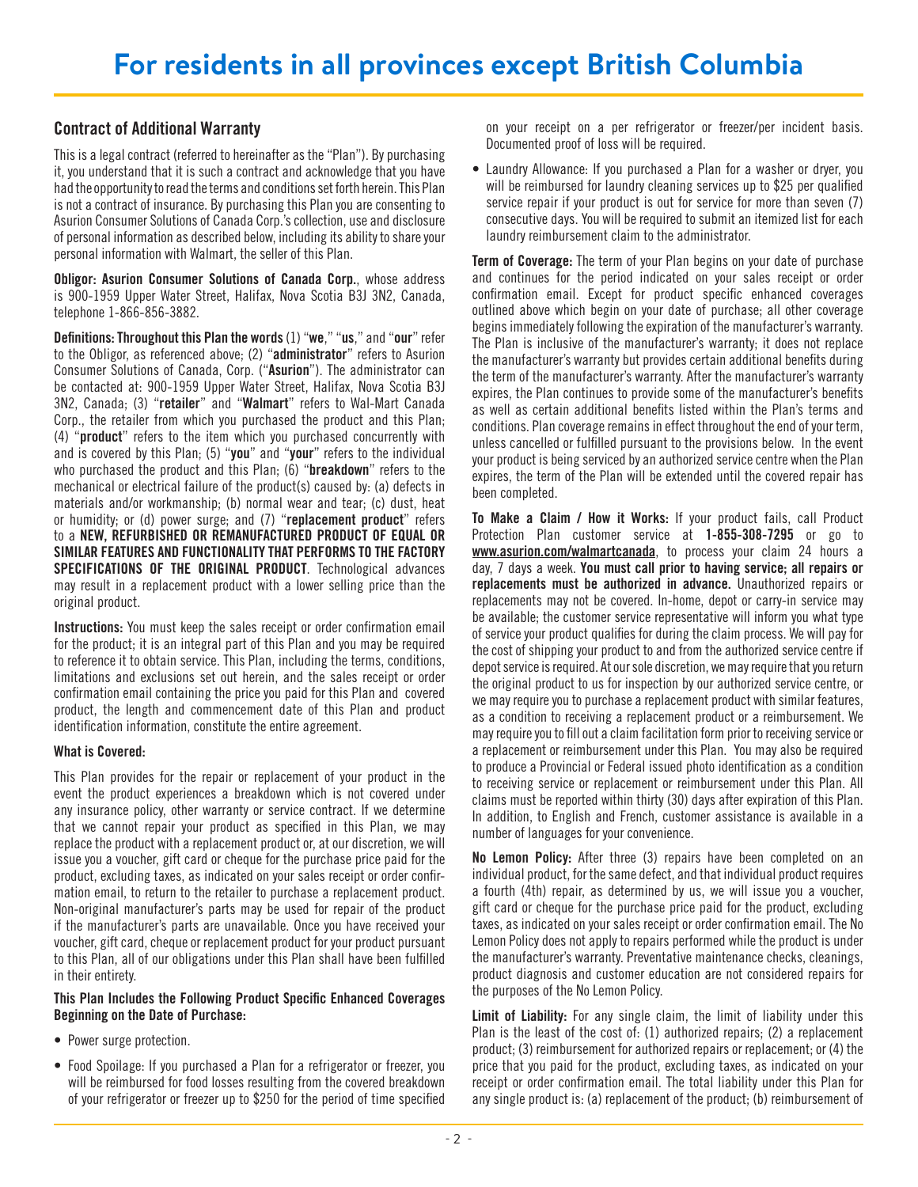# For residents in all provinces except British Columbia

## Contract of Additional Warranty

This is a legal contract (referred to hereinafter as the "Plan"). By purchasing it, you understand that it is such a contract and acknowledge that you have had the opportunity to read the terms and conditions set forth herein. This Plan is not a contract of insurance. By purchasing this Plan you are consenting to Asurion Consumer Solutions of Canada Corp.'s collection, use and disclosure of personal information as described below, including its ability to share your personal information with Walmart, the seller of this Plan.

**Obligor: Asurion Consumer Solutions of Canada Corp.**, whose address is 900-1959 Upper Water Street, Halifax, Nova Scotia B3J 3N2, Canada, telephone 1-866-856-3882.

**Definitions: Throughout this Plan the words** (1) "**we**," "**us**," and "**our**" refer to the Obligor, as referenced above; (2) "**administrator**" refers to Asurion Consumer Solutions of Canada, Corp. ("**Asurion**"). The administrator can be contacted at: 900-1959 Upper Water Street, Halifax, Nova Scotia B3J 3N2, Canada; (3) "**retailer**" and "**Walmart**" refers to Wal-Mart Canada Corp., the retailer from which you purchased the product and this Plan; (4) "**product**" refers to the item which you purchased concurrently with and is covered by this Plan; (5) "**you**" and "**your**" refers to the individual who purchased the product and this Plan; (6) "**breakdown**" refers to the mechanical or electrical failure of the product(s) caused by: (a) defects in materials and/or workmanship; (b) normal wear and tear; (c) dust, heat or humidity; or (d) power surge; and (7) "**replacement product**" refers to a **NEW, REFURBISHED OR REMANUFACTURED PRODUCT OF EQUAL OR SIMILAR FEATURES AND FUNCTIONALITY THAT PERFORMS TO THE FACTORY SPECIFICATIONS OF THE ORIGINAL PRODUCT**. Technological advances may result in a replacement product with a lower selling price than the original product.

**Instructions:** You must keep the sales receipt or order confirmation email for the product; it is an integral part of this Plan and you may be required to reference it to obtain service. This Plan, including the terms, conditions, limitations and exclusions set out herein, and the sales receipt or order confirmation email containing the price you paid for this Plan and covered product, the length and commencement date of this Plan and product identification information, constitute the entire agreement.

### What is Covered:

This Plan provides for the repair or replacement of your product in the event the product experiences a breakdown which is not covered under any insurance policy, other warranty or service contract. If we determine that we cannot repair your product as specified in this Plan, we may replace the product with a replacement product or, at our discretion, we will issue you a voucher, gift card or cheque for the purchase price paid for the product, excluding taxes, as indicated on your sales receipt or order confirmation email, to return to the retailer to purchase a replacement product. Non-original manufacturer's parts may be used for repair of the product if the manufacturer's parts are unavailable. Once you have received your voucher, gift card, cheque or replacement product for your product pursuant to this Plan, all of our obligations under this Plan shall have been fulfilled in their entirety.

### This Plan Includes the Following Product Specific Enhanced Coverages Beginning on the Date of Purchase:

- Power surge protection.
- Food Spoilage: If you purchased a Plan for a refrigerator or freezer, you will be reimbursed for food losses resulting from the covered breakdown of your refrigerator or freezer up to $250 for the period of time specified on your receipt on a per refrigerator or freezer/per incident basis. Documented proof of loss will be required.
- Laundry Allowance: If you purchased a Plan for a washer or dryer, you will be reimbursed for laundry cleaning services up to $25 per qualified service repair if your product is out for service for more than seven (7) consecutive days. You will be required to submit an itemized list for each laundry reimbursement claim to the administrator.

**Term of Coverage:** The term of your Plan begins on your date of purchase and continues for the period indicated on your sales receipt or order confirmation email. Except for product specific enhanced coverages outlined above which begin on your date of purchase; all other coverage begins immediately following the expiration of the manufacturer's warranty. The Plan is inclusive of the manufacturer's warranty; it does not replace the manufacturer's warranty but provides certain additional benefits during the term of the manufacturer's warranty. After the manufacturer's warranty expires, the Plan continues to provide some of the manufacturer's benefits as well as certain additional benefits listed within the Plan's terms and conditions. Plan coverage remains in effect throughout the end of your term, unless cancelled or fulfilled pursuant to the provisions below. In the event your product is being serviced by an authorized service centre when the Plan expires, the term of the Plan will be extended until the covered repair has been completed.

**To Make a Claim / How it Works:** If your product fails, call Product Protection Plan customer service at **1-855-308-7295** or go to **www.asurion.com/walmartcanada**, to process your claim 24 hours a day, 7 days a week. **You must call prior to having service; all repairs or replacements must be authorized in advance.** Unauthorized repairs or replacements may not be covered. In-home, depot or carry-in service may be available; the customer service representative will inform you what type of service your product qualifies for during the claim process. We will pay for the cost of shipping your product to and from the authorized service centre if depot service is required. At our sole discretion, we may require that you return the original product to us for inspection by our authorized service centre, or we may require you to purchase a replacement product with similar features, as a condition to receiving a replacement product or a reimbursement. We may require you to fill out a claim facilitation form prior to receiving service or a replacement or reimbursement under this Plan. You may also be required to produce a Provincial or Federal issued photo identification as a condition to receiving service or replacement or reimbursement under this Plan. All claims must be reported within thirty (30) days after expiration of this Plan. In addition, to English and French, customer assistance is available in a number of languages for your convenience.

**No Lemon Policy:** After three (3) repairs have been completed on an individual product, for the same defect, and that individual product requires a fourth (4th) repair, as determined by us, we will issue you a voucher, gift card or cheque for the purchase price paid for the product, excluding taxes, as indicated on your sales receipt or order confirmation email. The No Lemon Policy does not apply to repairs performed while the product is under the manufacturer's warranty. Preventative maintenance checks, cleanings, product diagnosis and customer education are not considered repairs for the purposes of the No Lemon Policy.

**Limit of Liability:** For any single claim, the limit of liability under this Plan is the least of the cost of: (1) authorized repairs; (2) a replacement product; (3) reimbursement for authorized repairs or replacement; or (4) the price that you paid for the product, excluding taxes, as indicated on your receipt or order confirmation email. The total liability under this Plan for any single product is: (a) replacement of the product; (b) reimbursement of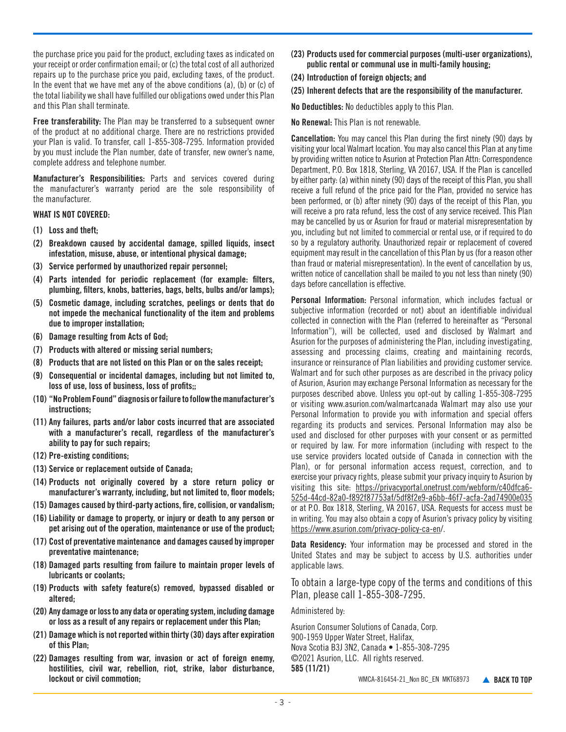the purchase price you paid for the product, excluding taxes as indicated on your receipt or order confirmation email; or (c) the total cost of all authorized repairs up to the purchase price you paid, excluding taxes, of the product. In the event that we have met any of the above conditions (a), (b) or (c) of the total liability we shall have fulfilled our obligations owed under this Plan and this Plan shall terminate.

**Free transferability:** The Plan may be transferred to a subsequent owner of the product at no additional charge. There are no restrictions provided your Plan is valid. To transfer, call 1-855-308-7295. Information provided by you must include the Plan number, date of transfer, new owner's name, complete address and telephone number.

**Manufacturer's Responsibilities:** Parts and services covered during the manufacturer's warranty period are the sole responsibility of the manufacturer.

**WHAT IS NOT COVERED:**

**(1) Loss and theft;**

**(2) Breakdown caused by accidental damage, spilled liquids, insect infestation, misuse, abuse, or intentional physical damage;**

**(3) Service performed by unauthorized repair personnel;**

**(4) Parts intended for periodic replacement (for example: filters, plumbing, filters, knobs, batteries, bags, belts, bulbs and/or lamps);**

**(5) Cosmetic damage, including scratches, peelings or dents that do not impede the mechanical functionality of the item and problems due to improper installation;**

**(6) Damage resulting from Acts of God;**

**(7) Products with altered or missing serial numbers;**

**(8) Products that are not listed on this Plan or on the sales receipt;**

**(9) Consequential or incidental damages, including but not limited to, loss of use, loss of business, loss of profits;;**

**(10) "No Problem Found" diagnosis or failure to follow the manufacturer's instructions;**

**(11) Any failures, parts and/or labor costs incurred that are associated with a manufacturer's recall, regardless of the manufacturer's ability to pay for such repairs;**

**(12) Pre-existing conditions;**

**(13) Service or replacement outside of Canada;**

**(14) Products not originally covered by a store return policy or manufacturer's warranty, including, but not limited to, floor models;**

**(15) Damages caused by third-party actions, fire, collision, or vandalism;**

**(16) Liability or damage to property, or injury or death to any person or pet arising out of the operation, maintenance or use of the product;**

**(17) Cost of preventative maintenance and damages caused by improper preventative maintenance;**

**(18) Damaged parts resulting from failure to maintain proper levels of lubricants or coolants;**

**(19) Products with safety feature(s) removed, bypassed disabled or altered;**

**(20) Any damage or loss to any data or operating system, including damage or loss as a result of any repairs or replacement under this Plan;**

**(21) Damage which is not reported within thirty (30) days after expiration of this Plan;**

**(22) Damages resulting from war, invasion or act of foreign enemy, hostilities, civil war, rebellion, riot, strike, labor disturbance, lockout or civil commotion;**

**(23) Products used for commercial purposes (multi-user organizations), public rental or communal use in multi-family housing;**

**(24) Introduction of foreign objects; and**

**(25) Inherent defects that are the responsibility of the manufacturer.**

**No Deductibles:** No deductibles apply to this Plan.

**No Renewal:** This Plan is not renewable.

**Cancellation:** You may cancel this Plan during the first ninety (90) days by visiting your local Walmart location. You may also cancel this Plan at any time by providing written notice to Asurion at Protection Plan Attn: Correspondence Department, P.O. Box 1818, Sterling, VA 20167, USA. If the Plan is cancelled by either party: (a) within ninety (90) days of the receipt of this Plan, you shall receive a full refund of the price paid for the Plan, provided no service has been performed, or (b) after ninety (90) days of the receipt of this Plan, you will receive a pro rata refund, less the cost of any service received. This Plan may be cancelled by us or Asurion for fraud or material misrepresentation by you, including but not limited to commercial or rental use, or if required to do so by a regulatory authority. Unauthorized repair or replacement of covered equipment may result in the cancellation of this Plan by us (for a reason other than fraud or material misrepresentation). In the event of cancellation by us, written notice of cancellation shall be mailed to you not less than ninety (90) days before cancellation is effective.

**Personal Information:** Personal information, which includes factual or subjective information (recorded or not) about an identifiable individual collected in connection with the Plan (referred to hereinafter as "Personal Information"), will be collected, used and disclosed by Walmart and Asurion for the purposes of administering the Plan, including investigating, assessing and processing claims, creating and maintaining records, insurance or reinsurance of Plan liabilities and providing customer service. Walmart and for such other purposes as are described in the privacy policy of Asurion, Asurion may exchange Personal Information as necessary for the purposes described above. Unless you opt-out by calling 1-855-308-7295 or visiting www.asurion.com/walmartcanada Walmart may also use your Personal Information to provide you with information and special offers regarding its products and services. Personal Information may also be used and disclosed for other purposes with your consent or as permitted or required by law. For more information (including with respect to the use service providers located outside of Canada in connection with the Plan), or for personal information access request, correction, and to exercise your privacy rights, please submit your privacy inquiry to Asurion by visiting this site: https://privacyportal.onetrust.com/webform/c40dfca6-525d-44cd-82a0-f892f87753af/5df8f2e9-a6bb-46f7-acfa-2ad74900e035 or at P.O. Box 1818, Sterling, VA 20167, USA. Requests for access must be in writing. You may also obtain a copy of Asurion's privacy policy by visiting https://www.asurion.com/privacy-policy-ca-en/.

**Data Residency:** Your information may be processed and stored in the United States and may be subject to access by U.S. authorities under applicable laws.

To obtain a large-type copy of the terms and conditions of this Plan, please call 1-855-308-7295.

Administered by:

Asurion Consumer Solutions of Canada, Corp.
900-1959 Upper Water Street, Halifax,
Nova Scotia B3J 3N2, Canada • 1-855-308-7295
©2021 Asurion, LLC. All rights reserved.
**585 (11/21)**

WMCA-816454-21_Non BC_EN MKT68973 **BACK TO TOP**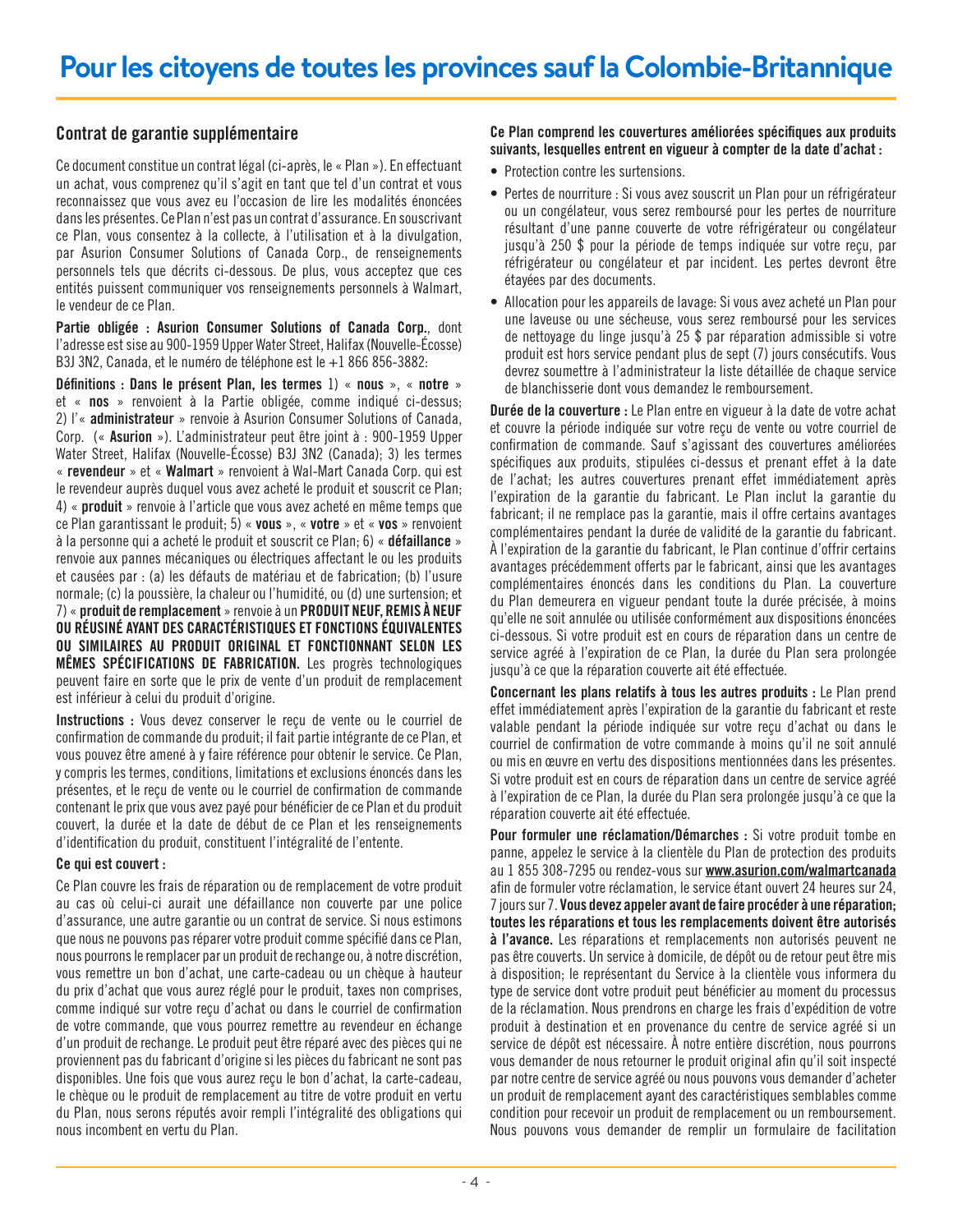# Pour les citoyens de toutes les provinces sauf la Colombie-Britannique

## Contrat de garantie supplémentaire

Ce document constitue un contrat légal (ci-après, le « Plan »). En effectuant un achat, vous comprenez qu'il s'agit en tant que tel d'un contrat et vous reconnaissez que vous avez eu l'occasion de lire les modalités énoncées dans les présentes. Ce Plan n'est pas un contrat d'assurance. En souscrivant ce Plan, vous consentez à la collecte, à l'utilisation et à la divulgation, par Asurion Consumer Solutions of Canada Corp., de renseignements personnels tels que décrits ci-dessous. De plus, vous acceptez que ces entités puissent communiquer vos renseignements personnels à Walmart, le vendeur de ce Plan.

**Partie obligée : Asurion Consumer Solutions of Canada Corp.**, dont l'adresse est sise au 900-1959 Upper Water Street, Halifax (Nouvelle-Écosse) B3J 3N2, Canada, et le numéro de téléphone est le +1 866 856-3882:

**Définitions : Dans le présent Plan, les termes** 1) « **nous** », « **notre** » et « **nos** » renvoient à la Partie obligée, comme indiqué ci-dessus; 2) l'« **administrateur** » renvoie à Asurion Consumer Solutions of Canada, Corp. (« **Asurion** »). L'administrateur peut être joint à : 900-1959 Upper Water Street, Halifax (Nouvelle-Écosse) B3J 3N2 (Canada); 3) les termes « **revendeur** » et « **Walmart** » renvoient à Wal-Mart Canada Corp. qui est le revendeur auprès duquel vous avez acheté le produit et souscrit ce Plan; 4) « **produit** » renvoie à l'article que vous avez acheté en même temps que ce Plan garantissant le produit; 5) « **vous** », « **votre** » et « **vos** » renvoient à la personne qui a acheté le produit et souscrit ce Plan; 6) « **défaillance** » renvoie aux pannes mécaniques ou électriques affectant le ou les produits et causées par : (a) les défauts de matériau et de fabrication; (b) l'usure normale; (c) la poussière, la chaleur ou l'humidité, ou (d) une surtension; et 7) « **produit de remplacement** » renvoie à un **PRODUIT NEUF, REMIS À NEUF OU RÉUSINÉ AYANT DES CARACTÉRISTIQUES ET FONCTIONS ÉQUIVALENTES OU SIMILAIRES AU PRODUIT ORIGINAL ET FONCTIONNANT SELON LES MÊMES SPÉCIFICATIONS DE FABRICATION.** Les progrès technologiques peuvent faire en sorte que le prix de vente d'un produit de remplacement est inférieur à celui du produit d'origine.

**Instructions :** Vous devez conserver le reçu de vente ou le courriel de confirmation de commande du produit; il fait partie intégrante de ce Plan, et vous pouvez être amené à y faire référence pour obtenir le service. Ce Plan, y compris les termes, conditions, limitations et exclusions énoncés dans les présentes, et le reçu de vente ou le courriel de confirmation de commande contenant le prix que vous avez payé pour bénéficier de ce Plan et du produit couvert, la durée et la date de début de ce Plan et les renseignements d'identification du produit, constituent l'intégralité de l'entente.

**Ce qui est couvert :**

Ce Plan couvre les frais de réparation ou de remplacement de votre produit au cas où celui-ci aurait une défaillance non couverte par une police d'assurance, une autre garantie ou un contrat de service. Si nous estimons que nous ne pouvons pas réparer votre produit comme spécifié dans ce Plan, nous pourrons le remplacer par un produit de rechange ou, à notre discrétion, vous remettre un bon d'achat, une carte-cadeau ou un chèque à hauteur du prix d'achat que vous aurez réglé pour le produit, taxes non comprises, comme indiqué sur votre reçu d'achat ou dans le courriel de confirmation de votre commande, que vous pourrez remettre au revendeur en échange d'un produit de rechange. Le produit peut être réparé avec des pièces qui ne proviennent pas du fabricant d'origine si les pièces du fabricant ne sont pas disponibles. Une fois que vous aurez reçu le bon d'achat, la carte-cadeau, le chèque ou le produit de remplacement au titre de votre produit en vertu du Plan, nous serons réputés avoir rempli l'intégralité des obligations qui nous incombent en vertu du Plan.

**Ce Plan comprend les couvertures améliorées spécifiques aux produits suivants, lesquelles entrent en vigueur à compter de la date d'achat :**

- Protection contre les surtensions.
- Pertes de nourriture : Si vous avez souscrit un Plan pour un réfrigérateur ou un congélateur, vous serez remboursé pour les pertes de nourriture résultant d'une panne couverte de votre réfrigérateur ou congélateur jusqu'à 250 $ pour la période de temps indiquée sur votre reçu, par réfrigérateur ou congélateur et par incident. Les pertes devront être étayées par des documents.
- Allocation pour les appareils de lavage: Si vous avez acheté un Plan pour une laveuse ou une sécheuse, vous serez remboursé pour les services de nettoyage du linge jusqu'à 25 $ par réparation admissible si votre produit est hors service pendant plus de sept (7) jours consécutifs. Vous devrez soumettre à l'administrateur la liste détaillée de chaque service de blanchisserie dont vous demandez le remboursement.

**Durée de la couverture :** Le Plan entre en vigueur à la date de votre achat et couvre la période indiquée sur votre reçu de vente ou votre courriel de confirmation de commande. Sauf s'agissant des couvertures améliorées spécifiques aux produits, stipulées ci-dessus et prenant effet à la date de l'achat; les autres couvertures prenant effet immédiatement après l'expiration de la garantie du fabricant. Le Plan inclut la garantie du fabricant; il ne remplace pas la garantie, mais il offre certains avantages complémentaires pendant la durée de validité de la garantie du fabricant. À l'expiration de la garantie du fabricant, le Plan continue d'offrir certains avantages précédemment offerts par le fabricant, ainsi que les avantages complémentaires énoncés dans les conditions du Plan. La couverture du Plan demeurera en vigueur pendant toute la durée précisée, à moins qu'elle ne soit annulée ou utilisée conformément aux dispositions énoncées ci-dessous. Si votre produit est en cours de réparation dans un centre de service agréé à l'expiration de ce Plan, la durée du Plan sera prolongée jusqu'à ce que la réparation couverte ait été effectuée.

**Concernant les plans relatifs à tous les autres produits :** Le Plan prend effet immédiatement après l'expiration de la garantie du fabricant et reste valable pendant la période indiquée sur votre reçu d'achat ou dans le courriel de confirmation de votre commande à moins qu'il ne soit annulé ou mis en œuvre en vertu des dispositions mentionnées dans les présentes. Si votre produit est en cours de réparation dans un centre de service agréé à l'expiration de ce Plan, la durée du Plan sera prolongée jusqu'à ce que la réparation couverte ait été effectuée.

**Pour formuler une réclamation/Démarches :** Si votre produit tombe en panne, appelez le service à la clientèle du Plan de protection des produits au 1 855 308-7295 ou rendez-vous sur **www.asurion.com/walmartcanada** afin de formuler votre réclamation, le service étant ouvert 24 heures sur 24, 7 jours sur 7. **Vous devez appeler avant de faire procéder à une réparation; toutes les réparations et tous les remplacements doivent être autorisés à l'avance.** Les réparations et remplacements non autorisés peuvent ne pas être couverts. Un service à domicile, de dépôt ou de retour peut être mis à disposition; le représentant du Service à la clientèle vous informera du type de service dont votre produit peut bénéficier au moment du processus de la réclamation. Nous prendrons en charge les frais d'expédition de votre produit à destination et en provenance du centre de service agréé si un service de dépôt est nécessaire. À notre entière discrétion, nous pourrons vous demander de nous retourner le produit original afin qu'il soit inspecté par notre centre de service agréé ou nous pouvons vous demander d'acheter un produit de remplacement ayant des caractéristiques semblables comme condition pour recevoir un produit de remplacement ou un remboursement. Nous pouvons vous demander de remplir un formulaire de facilitation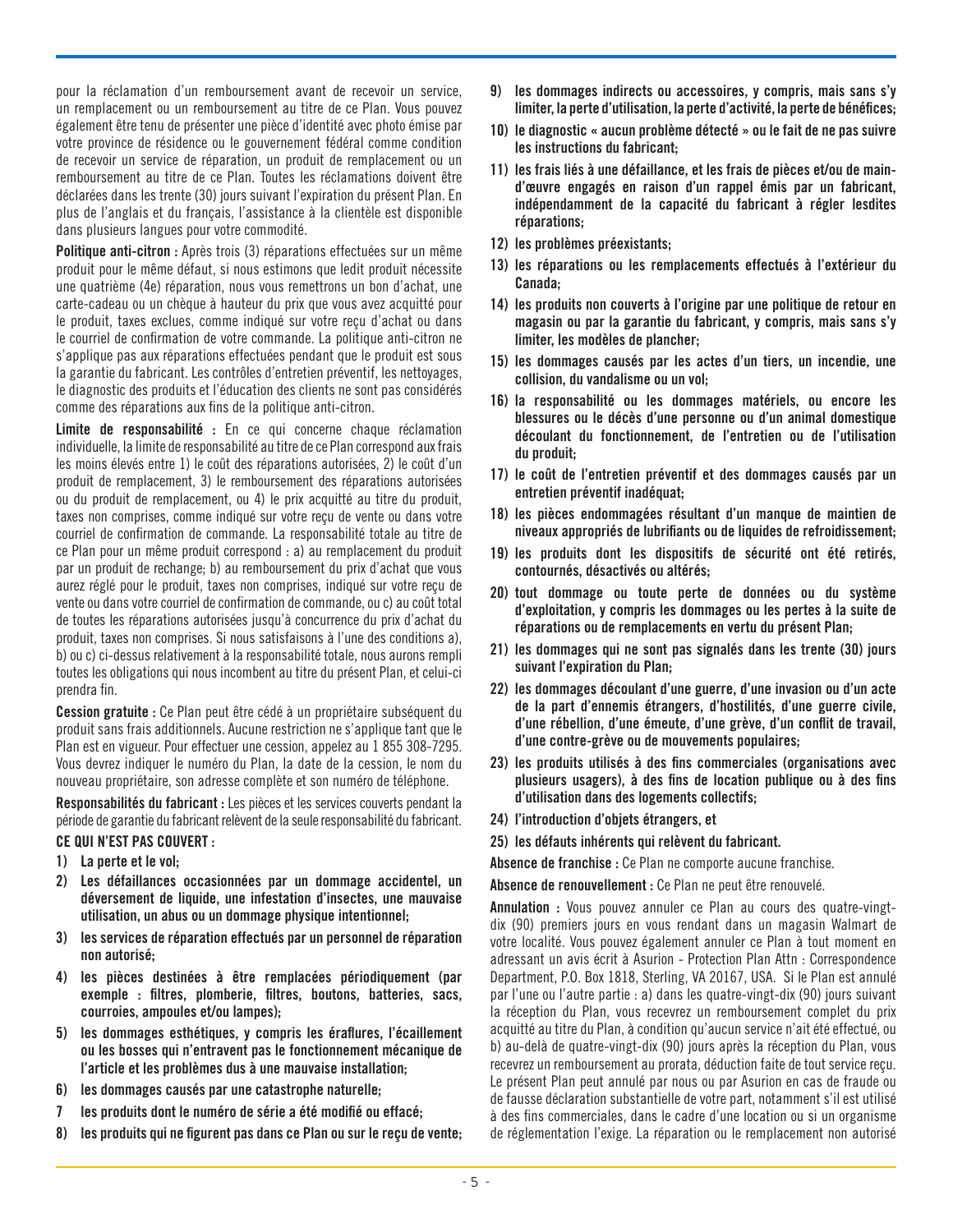pour la réclamation d'un remboursement avant de recevoir un service, un remplacement ou un remboursement au titre de ce Plan. Vous pouvez également être tenu de présenter une pièce d'identité avec photo émise par votre province de résidence ou le gouvernement fédéral comme condition de recevoir un service de réparation, un produit de remplacement ou un remboursement au titre de ce Plan. Toutes les réclamations doivent être déclarées dans les trente (30) jours suivant l'expiration du présent Plan. En plus de l'anglais et du français, l'assistance à la clientèle est disponible dans plusieurs langues pour votre commodité.

**Politique anti-citron :** Après trois (3) réparations effectuées sur un même produit pour le même défaut, si nous estimons que ledit produit nécessite une quatrième (4e) réparation, nous vous remettrons un bon d'achat, une carte-cadeau ou un chèque à hauteur du prix que vous avez acquitté pour le produit, taxes exclues, comme indiqué sur votre reçu d'achat ou dans le courriel de confirmation de votre commande. La politique anti-citron ne s'applique pas aux réparations effectuées pendant que le produit est sous la garantie du fabricant. Les contrôles d'entretien préventif, les nettoyages, le diagnostic des produits et l'éducation des clients ne sont pas considérés comme des réparations aux fins de la politique anti-citron.

**Limite de responsabilité :** En ce qui concerne chaque réclamation individuelle, la limite de responsabilité au titre de ce Plan correspond aux frais les moins élevés entre 1) le coût des réparations autorisées, 2) le coût d'un produit de remplacement, 3) le remboursement des réparations autorisées ou du produit de remplacement, ou 4) le prix acquitté au titre du produit, taxes non comprises, comme indiqué sur votre reçu de vente ou dans votre courriel de confirmation de commande. La responsabilité totale au titre de ce Plan pour un même produit correspond : a) au remplacement du produit par un produit de rechange; b) au remboursement du prix d'achat que vous aurez réglé pour le produit, taxes non comprises, indiqué sur votre reçu de vente ou dans votre courriel de confirmation de commande, ou c) au coût total de toutes les réparations autorisées jusqu'à concurrence du prix d'achat du produit, taxes non comprises. Si nous satisfaisons à l'une des conditions a), b) ou c) ci-dessus relativement à la responsabilité totale, nous aurons rempli toutes les obligations qui nous incombent au titre du présent Plan, et celui-ci prendra fin.

**Cession gratuite :** Ce Plan peut être cédé à un propriétaire subséquent du produit sans frais additionnels. Aucune restriction ne s'applique tant que le Plan est en vigueur. Pour effectuer une cession, appelez au 1 855 308-7295. Vous devrez indiquer le numéro du Plan, la date de la cession, le nom du nouveau propriétaire, son adresse complète et son numéro de téléphone.

**Responsabilités du fabricant :** Les pièces et les services couverts pendant la période de garantie du fabricant relèvent de la seule responsabilité du fabricant.

**CE QUI N'EST PAS COUVERT :**

1) **La perte et le vol;**
2) **Les défaillances occasionnées par un dommage accidentel, un déversement de liquide, une infestation d'insectes, une mauvaise utilisation, un abus ou un dommage physique intentionnel;**
3) **les services de réparation effectués par un personnel de réparation non autorisé;**
4) **les pièces destinées à être remplacées périodiquement (par exemple : filtres, plomberie, filtres, boutons, batteries, sacs, courroies, ampoules et/ou lampes);**
5) **les dommages esthétiques, y compris les éraflures, l'écaillement ou les bosses qui n'entravent pas le fonctionnement mécanique de l'article et les problèmes dus à une mauvaise installation;**
6) **les dommages causés par une catastrophe naturelle;**
7 **les produits dont le numéro de série a été modifié ou effacé;**
8) **les produits qui ne figurent pas dans ce Plan ou sur le reçu de vente;**
9) **les dommages indirects ou accessoires, y compris, mais sans s'y limiter, la perte d'utilisation, la perte d'activité, la perte de bénéfices;**
10) **le diagnostic « aucun problème détecté » ou le fait de ne pas suivre les instructions du fabricant;**
11) **les frais liés à une défaillance, et les frais de pièces et/ou de main-d'œuvre engagés en raison d'un rappel émis par un fabricant, indépendamment de la capacité du fabricant à régler lesdites réparations;**
12) **les problèmes préexistants;**
13) **les réparations ou les remplacements effectués à l'extérieur du Canada;**
14) **les produits non couverts à l'origine par une politique de retour en magasin ou par la garantie du fabricant, y compris, mais sans s'y limiter, les modèles de plancher;**
15) **les dommages causés par les actes d'un tiers, un incendie, une collision, du vandalisme ou un vol;**
16) **la responsabilité ou les dommages matériels, ou encore les blessures ou le décès d'une personne ou d'un animal domestique découlant du fonctionnement, de l'entretien ou de l'utilisation du produit;**
17) **le coût de l'entretien préventif et des dommages causés par un entretien préventif inadéquat;**
18) **les pièces endommagées résultant d'un manque de maintien de niveaux appropriés de lubrifiants ou de liquides de refroidissement;**
19) **les produits dont les dispositifs de sécurité ont été retirés, contournés, désactivés ou altérés;**
20) **tout dommage ou toute perte de données ou du système d'exploitation, y compris les dommages ou les pertes à la suite de réparations ou de remplacements en vertu du présent Plan;**
21) **les dommages qui ne sont pas signalés dans les trente (30) jours suivant l'expiration du Plan;**
22) **les dommages découlant d'une guerre, d'une invasion ou d'un acte de la part d'ennemis étrangers, d'hostilités, d'une guerre civile, d'une rébellion, d'une émeute, d'une grève, d'un conflit de travail, d'une contre-grève ou de mouvements populaires;**
23) **les produits utilisés à des fins commerciales (organisations avec plusieurs usagers), à des fins de location publique ou à des fins d'utilisation dans des logements collectifs;**
24) **l'introduction d'objets étrangers, et**
25) **les défauts inhérents qui relèvent du fabricant.**

**Absence de franchise :** Ce Plan ne comporte aucune franchise.

**Absence de renouvellement :** Ce Plan ne peut être renouvelé.

**Annulation :** Vous pouvez annuler ce Plan au cours des quatre-vingt-dix (90) premiers jours en vous rendant dans un magasin Walmart de votre localité. Vous pouvez également annuler ce Plan à tout moment en adressant un avis écrit à Asurion - Protection Plan Attn : Correspondence Department, P.O. Box 1818, Sterling, VA 20167, USA. Si le Plan est annulé par l'une ou l'autre partie : a) dans les quatre-vingt-dix (90) jours suivant la réception du Plan, vous recevrez un remboursement complet du prix acquitté au titre du Plan, à condition qu'aucun service n'ait été effectué, ou b) au-delà de quatre-vingt-dix (90) jours après la réception du Plan, vous recevrez un remboursement au prorata, déduction faite de tout service reçu. Le présent Plan peut annulé par nous ou par Asurion en cas de fraude ou de fausse déclaration substantielle de votre part, notamment s'il est utilisé à des fins commerciales, dans le cadre d'une location ou si un organisme de réglementation l'exige. La réparation ou le remplacement non autorisé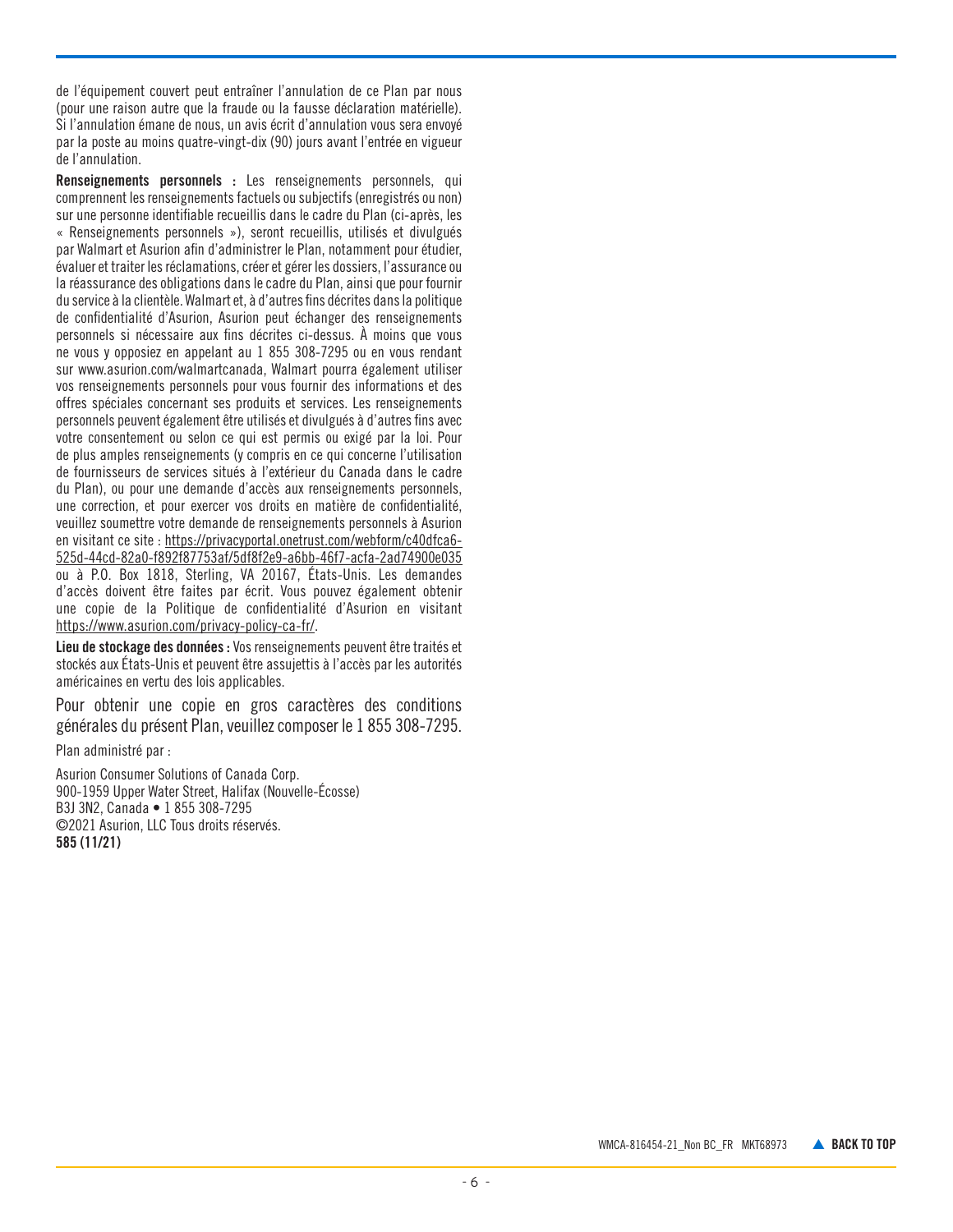de l'équipement couvert peut entraîner l'annulation de ce Plan par nous (pour une raison autre que la fraude ou la fausse déclaration matérielle). Si l'annulation émane de nous, un avis écrit d'annulation vous sera envoyé par la poste au moins quatre-vingt-dix (90) jours avant l'entrée en vigueur de l'annulation.

**Renseignements personnels :** Les renseignements personnels, qui comprennent les renseignements factuels ou subjectifs (enregistrés ou non) sur une personne identifiable recueillis dans le cadre du Plan (ci-après, les « Renseignements personnels »), seront recueillis, utilisés et divulgués par Walmart et Asurion afin d'administrer le Plan, notamment pour étudier, évaluer et traiter les réclamations, créer et gérer les dossiers, l'assurance ou la réassurance des obligations dans le cadre du Plan, ainsi que pour fournir du service à la clientèle. Walmart et, à d'autres fins décrites dans la politique de confidentialité d'Asurion, Asurion peut échanger des renseignements personnels si nécessaire aux fins décrites ci-dessus. À moins que vous ne vous y opposiez en appelant au 1 855 308-7295 ou en vous rendant sur www.asurion.com/walmartcanada, Walmart pourra également utiliser vos renseignements personnels pour vous fournir des informations et des offres spéciales concernant ses produits et services. Les renseignements personnels peuvent également être utilisés et divulgués à d'autres fins avec votre consentement ou selon ce qui est permis ou exigé par la loi. Pour de plus amples renseignements (y compris en ce qui concerne l'utilisation de fournisseurs de services situés à l'extérieur du Canada dans le cadre du Plan), ou pour une demande d'accès aux renseignements personnels, une correction, et pour exercer vos droits en matière de confidentialité, veuillez soumettre votre demande de renseignements personnels à Asurion en visitant ce site : https://privacyportal.onetrust.com/webform/c40dfca6-525d-44cd-82a0-f892f87753af/5df8f2e9-a6bb-46f7-acfa-2ad74900e035 ou à P.O. Box 1818, Sterling, VA 20167, États-Unis. Les demandes d'accès doivent être faites par écrit. Vous pouvez également obtenir une copie de la Politique de confidentialité d'Asurion en visitant https://www.asurion.com/privacy-policy-ca-fr/.

**Lieu de stockage des données :** Vos renseignements peuvent être traités et stockés aux États-Unis et peuvent être assujettis à l'accès par les autorités américaines en vertu des lois applicables.

Pour obtenir une copie en gros caractères des conditions générales du présent Plan, veuillez composer le 1 855 308-7295.

Plan administré par :

Asurion Consumer Solutions of Canada Corp.
900-1959 Upper Water Street, Halifax (Nouvelle-Écosse)
B3J 3N2, Canada • 1 855 308-7295
©2021 Asurion, LLC Tous droits réservés.
**585 (11/21)**

WMCA-816454-21_Non BC_FR MKT68973 ▲ **BACK TO TOP**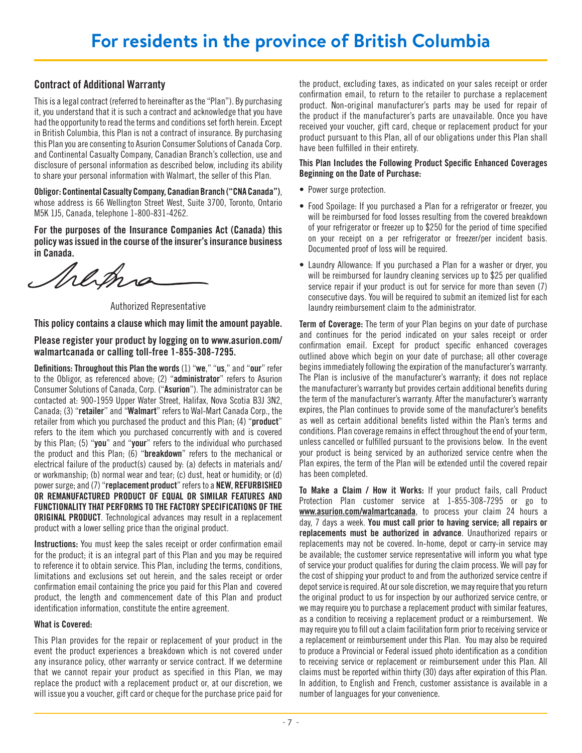# For residents in the province of British Columbia

## Contract of Additional Warranty

This is a legal contract (referred to hereinafter as the "Plan"). By purchasing it, you understand that it is such a contract and acknowledge that you have had the opportunity to read the terms and conditions set forth herein. Except in British Columbia, this Plan is not a contract of insurance. By purchasing this Plan you are consenting to Asurion Consumer Solutions of Canada Corp. and Continental Casualty Company, Canadian Branch's collection, use and disclosure of personal information as described below, including its ability to share your personal information with Walmart, the seller of this Plan.

**Obligor: Continental Casualty Company, Canadian Branch ("CNA Canada")**, whose address is 66 Wellington Street West, Suite 3700, Toronto, Ontario M5K 1J5, Canada, telephone 1-800-831-4262.

**For the purposes of the Insurance Companies Act (Canada) this policy was issued in the course of the insurer's insurance business in Canada.**

Authorized Representative

**This policy contains a clause which may limit the amount payable.**

**Please register your product by logging on to www.asurion.com/walmartcanada or calling toll-free 1-855-308-7295.**

**Definitions: Throughout this Plan the words** (1) "**we**," "**us**," and "**our**" refer to the Obligor, as referenced above; (2) "**administrator**" refers to Asurion Consumer Solutions of Canada, Corp. ("**Asurion**"). The administrator can be contacted at: 900-1959 Upper Water Street, Halifax, Nova Scotia B3J 3N2, Canada; (3) "**retailer**" and "**Walmart**" refers to Wal-Mart Canada Corp., the retailer from which you purchased the product and this Plan; (4) "**product**" refers to the item which you purchased concurrently with and is covered by this Plan; (5) "**you**" and "**your**" refers to the individual who purchased the product and this Plan; (6) "**breakdown**" refers to the mechanical or electrical failure of the product(s) caused by: (a) defects in materials and/or workmanship; (b) normal wear and tear; (c) dust, heat or humidity; or (d) power surge; and (7) "**replacement product**" refers to a **NEW, REFURBISHED OR REMANUFACTURED PRODUCT OF EQUAL OR SIMILAR FEATURES AND FUNCTIONALITY THAT PERFORMS TO THE FACTORY SPECIFICATIONS OF THE ORIGINAL PRODUCT**. Technological advances may result in a replacement product with a lower selling price than the original product.

**Instructions:** You must keep the sales receipt or order confirmation email for the product; it is an integral part of this Plan and you may be required to reference it to obtain service. This Plan, including the terms, conditions, limitations and exclusions set out herein, and the sales receipt or order confirmation email containing the price you paid for this Plan and covered product, the length and commencement date of this Plan and product identification information, constitute the entire agreement.

**What is Covered:**

This Plan provides for the repair or replacement of your product in the event the product experiences a breakdown which is not covered under any insurance policy, other warranty or service contract. If we determine that we cannot repair your product as specified in this Plan, we may replace the product with a replacement product or, at our discretion, we will issue you a voucher, gift card or cheque for the purchase price paid for the product, excluding taxes, as indicated on your sales receipt or order confirmation email, to return to the retailer to purchase a replacement product. Non-original manufacturer's parts may be used for repair of the product if the manufacturer's parts are unavailable. Once you have received your voucher, gift card, cheque or replacement product for your product pursuant to this Plan, all of our obligations under this Plan shall have been fulfilled in their entirety.

**This Plan Includes the Following Product Specific Enhanced Coverages Beginning on the Date of Purchase:**

- Power surge protection.
- Food Spoilage: If you purchased a Plan for a refrigerator or freezer, you will be reimbursed for food losses resulting from the covered breakdown of your refrigerator or freezer up to $250 for the period of time specified on your receipt on a per refrigerator or freezer/per incident basis. Documented proof of loss will be required.
- Laundry Allowance: If you purchased a Plan for a washer or dryer, you will be reimbursed for laundry cleaning services up to $25 per qualified service repair if your product is out for service for more than seven (7) consecutive days. You will be required to submit an itemized list for each laundry reimbursement claim to the administrator.

**Term of Coverage:** The term of your Plan begins on your date of purchase and continues for the period indicated on your sales receipt or order confirmation email. Except for product specific enhanced coverages outlined above which begin on your date of purchase; all other coverage begins immediately following the expiration of the manufacturer's warranty. The Plan is inclusive of the manufacturer's warranty; it does not replace the manufacturer's warranty but provides certain additional benefits during the term of the manufacturer's warranty. After the manufacturer's warranty expires, the Plan continues to provide some of the manufacturer's benefits as well as certain additional benefits listed within the Plan's terms and conditions. Plan coverage remains in effect throughout the end of your term, unless cancelled or fulfilled pursuant to the provisions below. In the event your product is being serviced by an authorized service centre when the Plan expires, the term of the Plan will be extended until the covered repair has been completed.

**To Make a Claim / How it Works:** If your product fails, call Product Protection Plan customer service at 1-855-308-7295 or go to www.asurion.com/walmartcanada, to process your claim 24 hours a day, 7 days a week. **You must call prior to having service; all repairs or replacements must be authorized in advance**. Unauthorized repairs or replacements may not be covered. In-home, depot or carry-in service may be available; the customer service representative will inform you what type of service your product qualifies for during the claim process. We will pay for the cost of shipping your product to and from the authorized service centre if depot service is required. At our sole discretion, we may require that you return the original product to us for inspection by our authorized service centre, or we may require you to purchase a replacement product with similar features, as a condition to receiving a replacement product or a reimbursement. We may require you to fill out a claim facilitation form prior to receiving service or a replacement or reimbursement under this Plan. You may also be required to produce a Provincial or Federal issued photo identification as a condition to receiving service or replacement or reimbursement under this Plan. All claims must be reported within thirty (30) days after expiration of this Plan. In addition, to English and French, customer assistance is available in a number of languages for your convenience.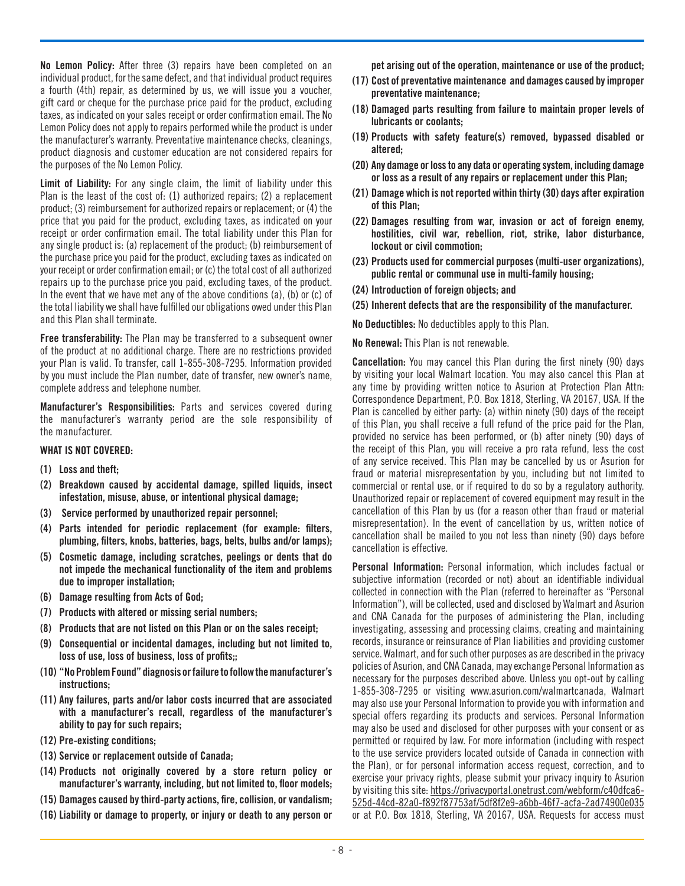**No Lemon Policy:** After three (3) repairs have been completed on an individual product, for the same defect, and that individual product requires a fourth (4th) repair, as determined by us, we will issue you a voucher, gift card or cheque for the purchase price paid for the product, excluding taxes, as indicated on your sales receipt or order confirmation email. The No Lemon Policy does not apply to repairs performed while the product is under the manufacturer's warranty. Preventative maintenance checks, cleanings, product diagnosis and customer education are not considered repairs for the purposes of the No Lemon Policy.

**Limit of Liability:** For any single claim, the limit of liability under this Plan is the least of the cost of: (1) authorized repairs; (2) a replacement product; (3) reimbursement for authorized repairs or replacement; or (4) the price that you paid for the product, excluding taxes, as indicated on your receipt or order confirmation email. The total liability under this Plan for any single product is: (a) replacement of the product; (b) reimbursement of the purchase price you paid for the product, excluding taxes as indicated on your receipt or order confirmation email; or (c) the total cost of all authorized repairs up to the purchase price you paid, excluding taxes, of the product. In the event that we have met any of the above conditions (a), (b) or (c) of the total liability we shall have fulfilled our obligations owed under this Plan and this Plan shall terminate.

**Free transferability:** The Plan may be transferred to a subsequent owner of the product at no additional charge. There are no restrictions provided your Plan is valid. To transfer, call 1-855-308-7295. Information provided by you must include the Plan number, date of transfer, new owner's name, complete address and telephone number.

**Manufacturer's Responsibilities:** Parts and services covered during the manufacturer's warranty period are the sole responsibility of the manufacturer.

**WHAT IS NOT COVERED:**

**(1) Loss and theft;**

**(2) Breakdown caused by accidental damage, spilled liquids, insect infestation, misuse, abuse, or intentional physical damage;**

**(3) Service performed by unauthorized repair personnel;**

**(4) Parts intended for periodic replacement (for example: filters, plumbing, filters, knobs, batteries, bags, belts, bulbs and/or lamps);**

**(5) Cosmetic damage, including scratches, peelings or dents that do not impede the mechanical functionality of the item and problems due to improper installation;**

**(6) Damage resulting from Acts of God;**

**(7) Products with altered or missing serial numbers;**

**(8) Products that are not listed on this Plan or on the sales receipt;**

**(9) Consequential or incidental damages, including but not limited to, loss of use, loss of business, loss of profits;;**

**(10) "No Problem Found" diagnosis or failure to follow the manufacturer's instructions;**

**(11) Any failures, parts and/or labor costs incurred that are associated with a manufacturer's recall, regardless of the manufacturer's ability to pay for such repairs;**

**(12) Pre-existing conditions;**

**(13) Service or replacement outside of Canada;**

**(14) Products not originally covered by a store return policy or manufacturer's warranty, including, but not limited to, floor models;**

**(15) Damages caused by third-party actions, fire, collision, or vandalism;**

**(16) Liability or damage to property, or injury or death to any person or pet arising out of the operation, maintenance or use of the product;**

**(17) Cost of preventative maintenance and damages caused by improper preventative maintenance;**

**(18) Damaged parts resulting from failure to maintain proper levels of lubricants or coolants;**

**(19) Products with safety feature(s) removed, bypassed disabled or altered;**

**(20) Any damage or loss to any data or operating system, including damage or loss as a result of any repairs or replacement under this Plan;**

**(21) Damage which is not reported within thirty (30) days after expiration of this Plan;**

**(22) Damages resulting from war, invasion or act of foreign enemy, hostilities, civil war, rebellion, riot, strike, labor disturbance, lockout or civil commotion;**

**(23) Products used for commercial purposes (multi-user organizations), public rental or communal use in multi-family housing;**

**(24) Introduction of foreign objects; and**

**(25) Inherent defects that are the responsibility of the manufacturer.**

**No Deductibles:** No deductibles apply to this Plan.

**No Renewal:** This Plan is not renewable.

**Cancellation:** You may cancel this Plan during the first ninety (90) days by visiting your local Walmart location. You may also cancel this Plan at any time by providing written notice to Asurion at Protection Plan Attn: Correspondence Department, P.O. Box 1818, Sterling, VA 20167, USA. If the Plan is cancelled by either party: (a) within ninety (90) days of the receipt of this Plan, you shall receive a full refund of the price paid for the Plan, provided no service has been performed, or (b) after ninety (90) days of the receipt of this Plan, you will receive a pro rata refund, less the cost of any service received. This Plan may be cancelled by us or Asurion for fraud or material misrepresentation by you, including but not limited to commercial or rental use, or if required to do so by a regulatory authority. Unauthorized repair or replacement of covered equipment may result in the cancellation of this Plan by us (for a reason other than fraud or material misrepresentation). In the event of cancellation by us, written notice of cancellation shall be mailed to you not less than ninety (90) days before cancellation is effective.

**Personal Information:** Personal information, which includes factual or subjective information (recorded or not) about an identifiable individual collected in connection with the Plan (referred to hereinafter as "Personal Information"), will be collected, used and disclosed by Walmart and Asurion and CNA Canada for the purposes of administering the Plan, including investigating, assessing and processing claims, creating and maintaining records, insurance or reinsurance of Plan liabilities and providing customer service. Walmart, and for such other purposes as are described in the privacy policies of Asurion, and CNA Canada, may exchange Personal Information as necessary for the purposes described above. Unless you opt-out by calling 1-855-308-7295 or visiting www.asurion.com/walmartcanada, Walmart may also use your Personal Information to provide you with information and special offers regarding its products and services. Personal Information may also be used and disclosed for other purposes with your consent or as permitted or required by law. For more information (including with respect to the use service providers located outside of Canada in connection with the Plan), or for personal information access request, correction, and to exercise your privacy rights, please submit your privacy inquiry to Asurion by visiting this site: https://privacyportal.onetrust.com/webform/c40dfca6-525d-44cd-82a0-f892f87753af/5df8f2e9-a6bb-46f7-acfa-2ad74900e035 or at P.O. Box 1818, Sterling, VA 20167, USA. Requests for access must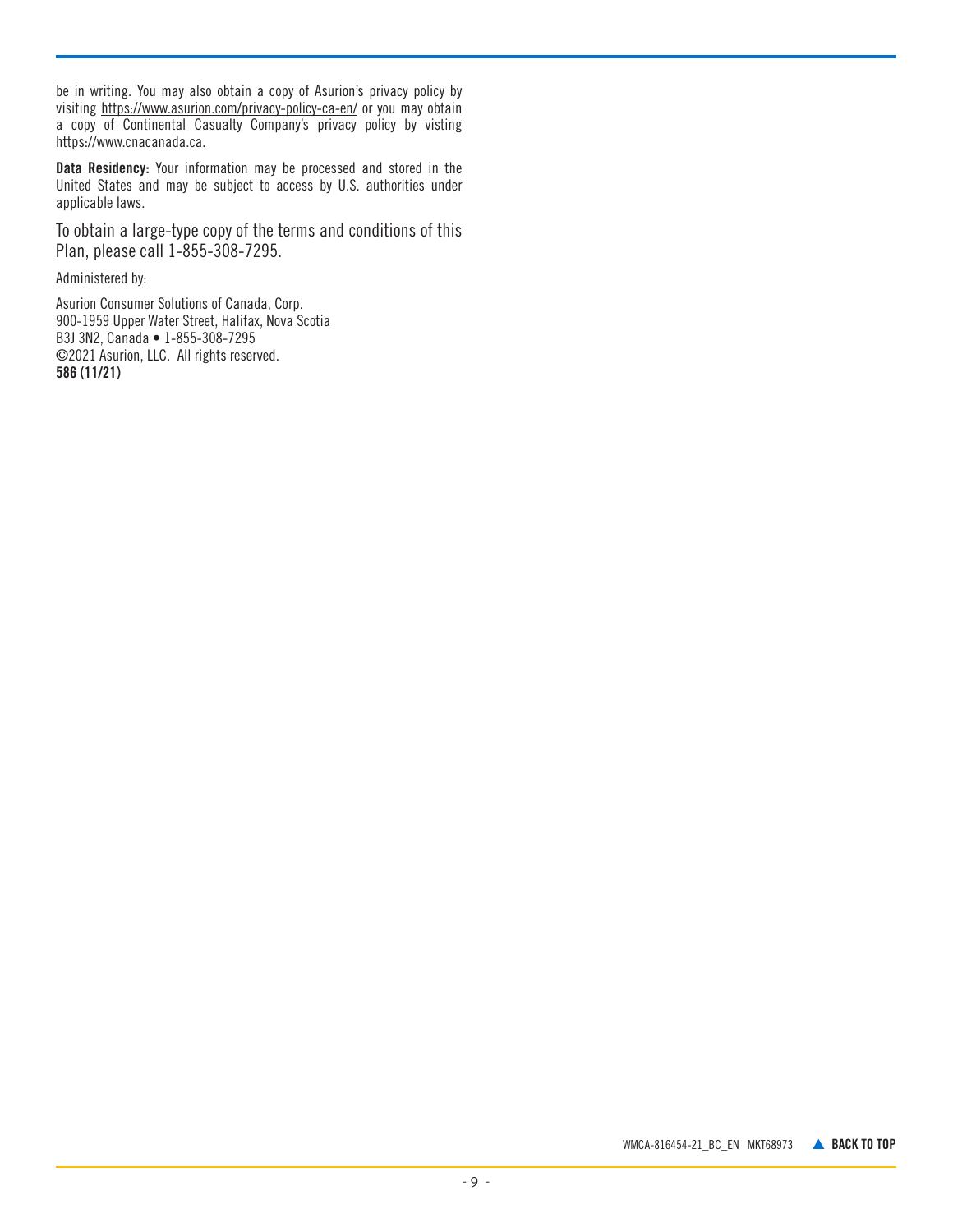be in writing. You may also obtain a copy of Asurion's privacy policy by visiting https://www.asurion.com/privacy-policy-ca-en/ or you may obtain a copy of Continental Casualty Company's privacy policy by visting https://www.cnacanada.ca.

**Data Residency:** Your information may be processed and stored in the United States and may be subject to access by U.S. authorities under applicable laws.

To obtain a large-type copy of the terms and conditions of this Plan, please call 1-855-308-7295.

Administered by:

Asurion Consumer Solutions of Canada, Corp.
900-1959 Upper Water Street, Halifax, Nova Scotia
B3J 3N2, Canada • 1-855-308-7295
©2021 Asurion, LLC. All rights reserved.
**586 (11/21)**

WMCA-816454-21_BC_EN MKT68973 ▲ **BACK TO TOP**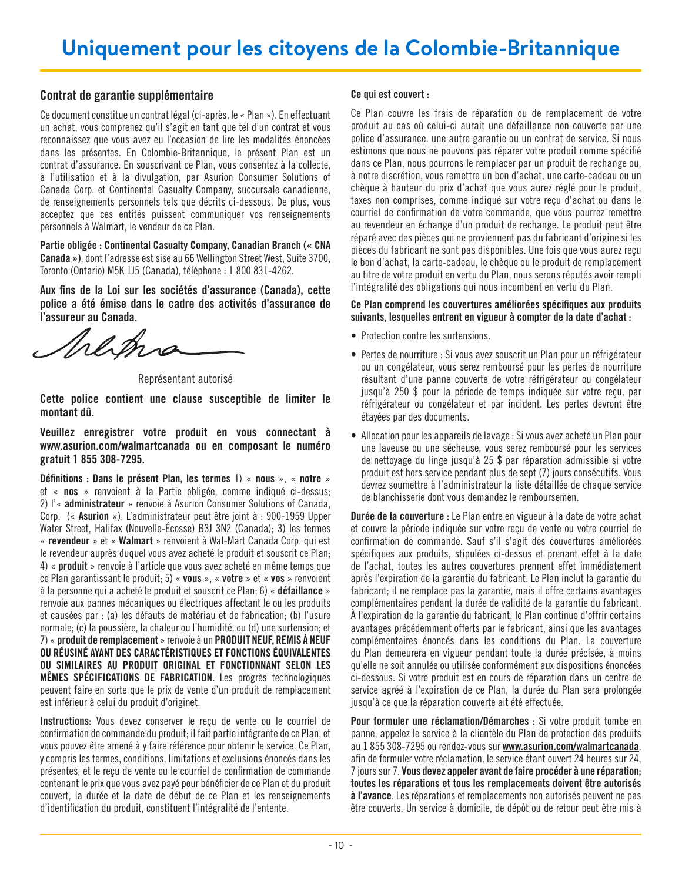# Uniquement pour les citoyens de la Colombie-Britannique

## Contrat de garantie supplémentaire

Ce document constitue un contrat légal (ci-après, le « Plan »). En effectuant un achat, vous comprenez qu'il s'agit en tant que tel d'un contrat et vous reconnaissez que vous avez eu l'occasion de lire les modalités énoncées dans les présentes. En Colombie-Britannique, le présent Plan est un contrat d'assurance. En souscrivant ce Plan, vous consentez à la collecte, à l'utilisation et à la divulgation, par Asurion Consumer Solutions of Canada Corp. et Continental Casualty Company, succursale canadienne, de renseignements personnels tels que décrits ci-dessous. De plus, vous acceptez que ces entités puissent communiquer vos renseignements personnels à Walmart, le vendeur de ce Plan.

**Partie obligée : Continental Casualty Company, Canadian Branch (« CNA Canada »)**, dont l'adresse est sise au 66 Wellington Street West, Suite 3700, Toronto (Ontario) M5K 1J5 (Canada), téléphone : 1 800 831-4262.

**Aux fins de la Loi sur les sociétés d'assurance (Canada), cette police a été émise dans le cadre des activités d'assurance de l'assureur au Canada.**

Représentant autorisé

**Cette police contient une clause susceptible de limiter le montant dû.**

**Veuillez enregistrer votre produit en vous connectant à www.asurion.com/walmartcanada ou en composant le numéro gratuit 1 855 308-7295.**

**Définitions : Dans le présent Plan, les termes** 1) « **nous** », « **notre** » et « **nos** » renvoient à la Partie obligée, comme indiqué ci-dessus; 2) l'« **administrateur** » renvoie à Asurion Consumer Solutions of Canada, Corp. (« **Asurion** »). L'administrateur peut être joint à : 900-1959 Upper Water Street, Halifax (Nouvelle-Écosse) B3J 3N2 (Canada); 3) les termes « **revendeur** » et « **Walmart** » renvoient à Wal-Mart Canada Corp. qui est le revendeur auprès duquel vous avez acheté le produit et souscrit ce Plan; 4) « **produit** » renvoie à l'article que vous avez acheté en même temps que ce Plan garantissant le produit; 5) « **vous** », « **votre** » et « **vos** » renvoient à la personne qui a acheté le produit et souscrit ce Plan; 6) « **défaillance** » renvoie aux pannes mécaniques ou électriques affectant le ou les produits et causées par : (a) les défauts de matériau et de fabrication; (b) l'usure normale; (c) la poussière, la chaleur ou l'humidité, ou (d) une surtension; et 7) « **produit de remplacement** » renvoie à un **PRODUIT NEUF, REMIS À NEUF OU RÉUSINÉ AYANT DES CARACTÉRISTIQUES ET FONCTIONS ÉQUIVALENTES OU SIMILAIRES AU PRODUIT ORIGINAL ET FONCTIONNANT SELON LES MÊMES SPÉCIFICATIONS DE FABRICATION.** Les progrès technologiques peuvent faire en sorte que le prix de vente d'un produit de remplacement est inférieur à celui du produit d'originet.

**Instructions:** Vous devez conserver le reçu de vente ou le courriel de confirmation de commande du produit; il fait partie intégrante de ce Plan, et vous pouvez être amené à y faire référence pour obtenir le service. Ce Plan, y compris les termes, conditions, limitations et exclusions énoncés dans les présentes, et le reçu de vente ou le courriel de confirmation de commande contenant le prix que vous avez payé pour bénéficier de ce Plan et du produit couvert, la durée et la date de début de ce Plan et les renseignements d'identification du produit, constituent l'intégralité de l'entente.

**Ce qui est couvert :**

Ce Plan couvre les frais de réparation ou de remplacement de votre produit au cas où celui-ci aurait une défaillance non couverte par une police d'assurance, une autre garantie ou un contrat de service. Si nous estimons que nous ne pouvons pas réparer votre produit comme spécifié dans ce Plan, nous pourrons le remplacer par un produit de rechange ou, à notre discrétion, vous remettre un bon d'achat, une carte-cadeau ou un chèque à hauteur du prix d'achat que vous aurez réglé pour le produit, taxes non comprises, comme indiqué sur votre reçu d'achat ou dans le courriel de confirmation de votre commande, que vous pourrez remettre au revendeur en échange d'un produit de rechange. Le produit peut être réparé avec des pièces qui ne proviennent pas du fabricant d'origine si les pièces du fabricant ne sont pas disponibles. Une fois que vous aurez reçu le bon d'achat, la carte-cadeau, le chèque ou le produit de remplacement au titre de votre produit en vertu du Plan, nous serons réputés avoir rempli l'intégralité des obligations qui nous incombent en vertu du Plan.

**Ce Plan comprend les couvertures améliorées spécifiques aux produits suivants, lesquelles entrent en vigueur à compter de la date d'achat :**

- Protection contre les surtensions.
- Pertes de nourriture : Si vous avez souscrit un Plan pour un réfrigérateur ou un congélateur, vous serez remboursé pour les pertes de nourriture résultant d'une panne couverte de votre réfrigérateur ou congélateur jusqu'à 250 $ pour la période de temps indiquée sur votre reçu, par réfrigérateur ou congélateur et par incident. Les pertes devront être étayées par des documents.
- Allocation pour les appareils de lavage : Si vous avez acheté un Plan pour une laveuse ou une sécheuse, vous serez remboursé pour les services de nettoyage du linge jusqu'à 25 $ par réparation admissible si votre produit est hors service pendant plus de sept (7) jours consécutifs. Vous devrez soumettre à l'administrateur la liste détaillée de chaque service de blanchisserie dont vous demandez le remboursemen.

**Durée de la couverture :** Le Plan entre en vigueur à la date de votre achat et couvre la période indiquée sur votre reçu de vente ou votre courriel de confirmation de commande. Sauf s'il s'agit des couvertures améliorées spécifiques aux produits, stipulées ci-dessus et prenant effet à la date de l'achat, toutes les autres couvertures prennent effet immédiatement après l'expiration de la garantie du fabricant. Le Plan inclut la garantie du fabricant; il ne remplace pas la garantie, mais il offre certains avantages complémentaires pendant la durée de validité de la garantie du fabricant. À l'expiration de la garantie du fabricant, le Plan continue d'offrir certains avantages précédemment offerts par le fabricant, ainsi que les avantages complémentaires énoncés dans les conditions du Plan. La couverture du Plan demeurera en vigueur pendant toute la durée précisée, à moins qu'elle ne soit annulée ou utilisée conformément aux dispositions énoncées ci-dessous. Si votre produit est en cours de réparation dans un centre de service agréé à l'expiration de ce Plan, la durée du Plan sera prolongée jusqu'à ce que la réparation couverte ait été effectuée.

**Pour formuler une réclamation/Démarches :** Si votre produit tombe en panne, appelez le service à la clientèle du Plan de protection des produits au 1 855 308-7295 ou rendez-vous sur **www.asurion.com/walmartcanada**, afin de formuler votre réclamation, le service étant ouvert 24 heures sur 24, 7 jours sur 7. **Vous devez appeler avant de faire procéder à une réparation; toutes les réparations et tous les remplacements doivent être autorisés à l'avance**. Les réparations et remplacements non autorisés peuvent ne pas être couverts. Un service à domicile, de dépôt ou de retour peut être mis à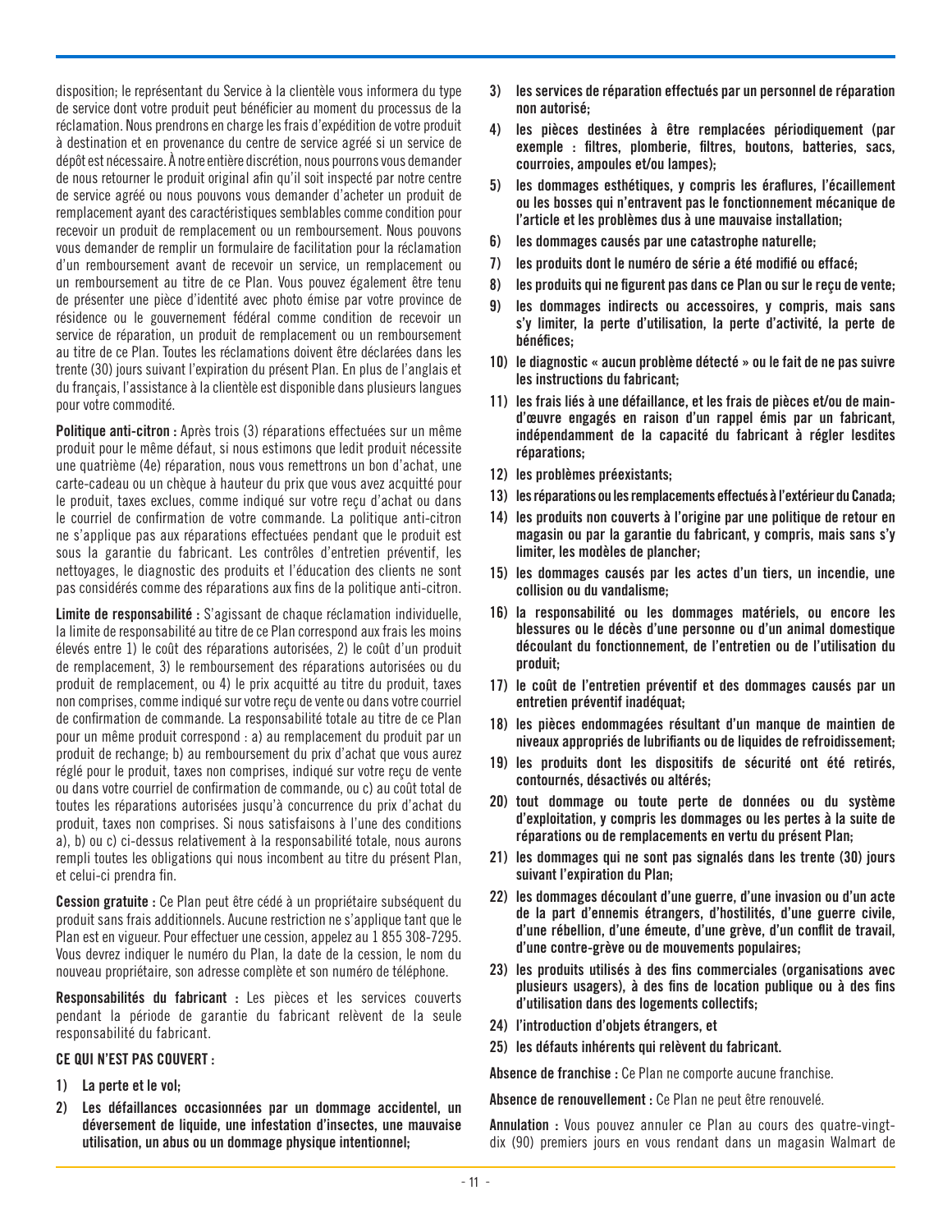disposition; le représentant du Service à la clientèle vous informera du type de service dont votre produit peut bénéficier au moment du processus de la réclamation. Nous prendrons en charge les frais d'expédition de votre produit à destination et en provenance du centre de service agréé si un service de dépôt est nécessaire. À notre entière discrétion, nous pourrons vous demander de nous retourner le produit original afin qu'il soit inspecté par notre centre de service agréé ou nous pouvons vous demander d'acheter un produit de remplacement ayant des caractéristiques semblables comme condition pour recevoir un produit de remplacement ou un remboursement. Nous pouvons vous demander de remplir un formulaire de facilitation pour la réclamation d'un remboursement avant de recevoir un service, un remplacement ou un remboursement au titre de ce Plan. Vous pouvez également être tenu de présenter une pièce d'identité avec photo émise par votre province de résidence ou le gouvernement fédéral comme condition de recevoir un service de réparation, un produit de remplacement ou un remboursement au titre de ce Plan. Toutes les réclamations doivent être déclarées dans les trente (30) jours suivant l'expiration du présent Plan. En plus de l'anglais et du français, l'assistance à la clientèle est disponible dans plusieurs langues pour votre commodité.

**Politique anti-citron :** Après trois (3) réparations effectuées sur un même produit pour le même défaut, si nous estimons que ledit produit nécessite une quatrième (4e) réparation, nous vous remettrons un bon d'achat, une carte-cadeau ou un chèque à hauteur du prix que vous avez acquitté pour le produit, taxes exclues, comme indiqué sur votre reçu d'achat ou dans le courriel de confirmation de votre commande. La politique anti-citron ne s'applique pas aux réparations effectuées pendant que le produit est sous la garantie du fabricant. Les contrôles d'entretien préventif, les nettoyages, le diagnostic des produits et l'éducation des clients ne sont pas considérés comme des réparations aux fins de la politique anti-citron.

**Limite de responsabilité :** S'agissant de chaque réclamation individuelle, la limite de responsabilité au titre de ce Plan correspond aux frais les moins élevés entre 1) le coût des réparations autorisées, 2) le coût d'un produit de remplacement, 3) le remboursement des réparations autorisées ou du produit de remplacement, ou 4) le prix acquitté au titre du produit, taxes non comprises, comme indiqué sur votre reçu de vente ou dans votre courriel de confirmation de commande. La responsabilité totale au titre de ce Plan pour un même produit correspond : a) au remplacement du produit par un produit de rechange; b) au remboursement du prix d'achat que vous aurez réglé pour le produit, taxes non comprises, indiqué sur votre reçu de vente ou dans votre courriel de confirmation de commande, ou c) au coût total de toutes les réparations autorisées jusqu'à concurrence du prix d'achat du produit, taxes non comprises. Si nous satisfaisons à l'une des conditions a), b) ou c) ci-dessus relativement à la responsabilité totale, nous aurons rempli toutes les obligations qui nous incombent au titre du présent Plan, et celui-ci prendra fin.

**Cession gratuite :** Ce Plan peut être cédé à un propriétaire subséquent du produit sans frais additionnels. Aucune restriction ne s'applique tant que le Plan est en vigueur. Pour effectuer une cession, appelez au 1 855 308-7295. Vous devrez indiquer le numéro du Plan, la date de la cession, le nom du nouveau propriétaire, son adresse complète et son numéro de téléphone.

**Responsabilités du fabricant :** Les pièces et les services couverts pendant la période de garantie du fabricant relèvent de la seule responsabilité du fabricant.

**CE QUI N'EST PAS COUVERT :**

1) **La perte et le vol;**
2) **Les défaillances occasionnées par un dommage accidentel, un déversement de liquide, une infestation d'insectes, une mauvaise utilisation, un abus ou un dommage physique intentionnel;**
3) **les services de réparation effectués par un personnel de réparation non autorisé;**
4) **les pièces destinées à être remplacées périodiquement (par exemple : filtres, plomberie, filtres, boutons, batteries, sacs, courroies, ampoules et/ou lampes);**
5) **les dommages esthétiques, y compris les éraflures, l'écaillement ou les bosses qui n'entravent pas le fonctionnement mécanique de l'article et les problèmes dus à une mauvaise installation;**
6) **les dommages causés par une catastrophe naturelle;**
7) **les produits dont le numéro de série a été modifié ou effacé;**
8) **les produits qui ne figurent pas dans ce Plan ou sur le reçu de vente;**
9) **les dommages indirects ou accessoires, y compris, mais sans s'y limiter, la perte d'utilisation, la perte d'activité, la perte de bénéfices;**
10) **le diagnostic « aucun problème détecté » ou le fait de ne pas suivre les instructions du fabricant;**
11) **les frais liés à une défaillance, et les frais de pièces et/ou de main-d'œuvre engagés en raison d'un rappel émis par un fabricant, indépendamment de la capacité du fabricant à régler lesdites réparations;**
12) **les problèmes préexistants;**
13) **les réparations ou les remplacements effectués à l'extérieur du Canada;**
14) **les produits non couverts à l'origine par une politique de retour en magasin ou par la garantie du fabricant, y compris, mais sans s'y limiter, les modèles de plancher;**
15) **les dommages causés par les actes d'un tiers, un incendie, une collision ou du vandalisme;**
16) **la responsabilité ou les dommages matériels, ou encore les blessures ou le décès d'une personne ou d'un animal domestique découlant du fonctionnement, de l'entretien ou de l'utilisation du produit;**
17) **le coût de l'entretien préventif et des dommages causés par un entretien préventif inadéquat;**
18) **les pièces endommagées résultant d'un manque de maintien de niveaux appropriés de lubrifiants ou de liquides de refroidissement;**
19) **les produits dont les dispositifs de sécurité ont été retirés, contournés, désactivés ou altérés;**
20) **tout dommage ou toute perte de données ou du système d'exploitation, y compris les dommages ou les pertes à la suite de réparations ou de remplacements en vertu du présent Plan;**
21) **les dommages qui ne sont pas signalés dans les trente (30) jours suivant l'expiration du Plan;**
22) **les dommages découlant d'une guerre, d'une invasion ou d'un acte de la part d'ennemis étrangers, d'hostilités, d'une guerre civile, d'une rébellion, d'une émeute, d'une grève, d'un conflit de travail, d'une contre-grève ou de mouvements populaires;**
23) **les produits utilisés à des fins commerciales (organisations avec plusieurs usagers), à des fins de location publique ou à des fins d'utilisation dans des logements collectifs;**
24) **l'introduction d'objets étrangers, et**
25) **les défauts inhérents qui relèvent du fabricant.**

**Absence de franchise :** Ce Plan ne comporte aucune franchise.

**Absence de renouvellement :** Ce Plan ne peut être renouvelé.

**Annulation :** Vous pouvez annuler ce Plan au cours des quatre-vingt-dix (90) premiers jours en vous rendant dans un magasin Walmart de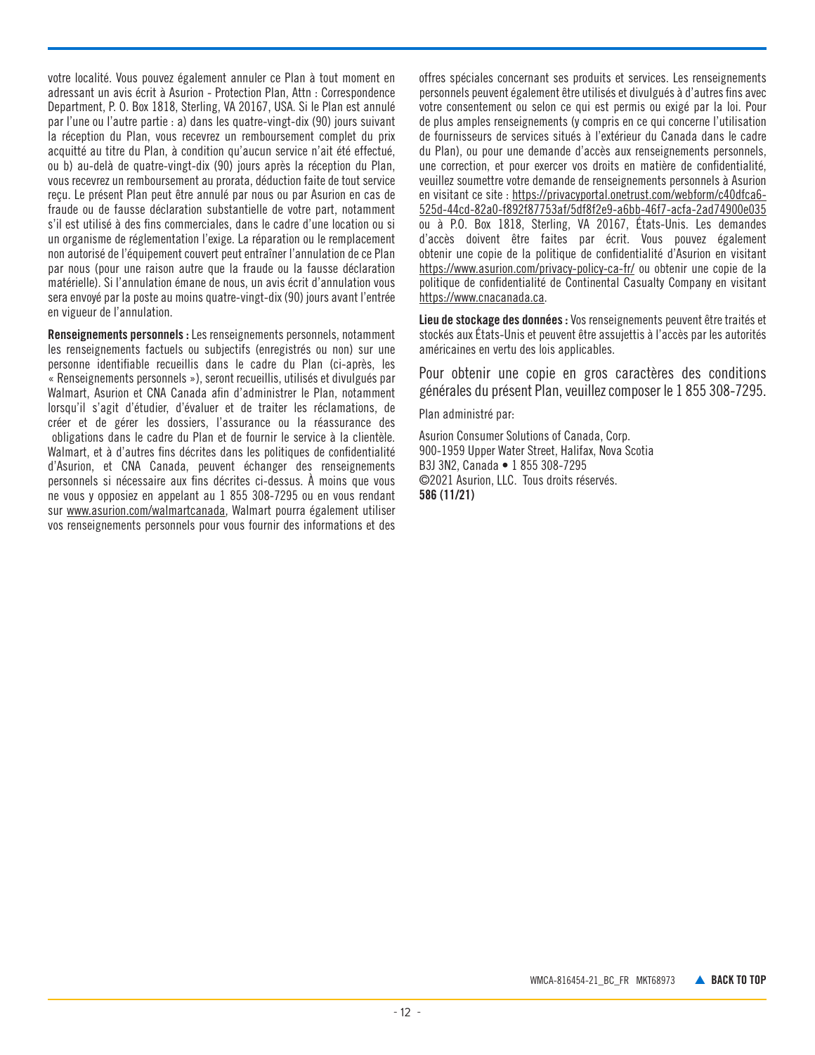votre localité. Vous pouvez également annuler ce Plan à tout moment en adressant un avis écrit à Asurion - Protection Plan, Attn : Correspondence Department, P. O. Box 1818, Sterling, VA 20167, USA. Si le Plan est annulé par l'une ou l'autre partie : a) dans les quatre-vingt-dix (90) jours suivant la réception du Plan, vous recevrez un remboursement complet du prix acquitté au titre du Plan, à condition qu'aucun service n'ait été effectué, ou b) au-delà de quatre-vingt-dix (90) jours après la réception du Plan, vous recevrez un remboursement au prorata, déduction faite de tout service reçu. Le présent Plan peut être annulé par nous ou par Asurion en cas de fraude ou de fausse déclaration substantielle de votre part, notamment s'il est utilisé à des fins commerciales, dans le cadre d'une location ou si un organisme de réglementation l'exige. La réparation ou le remplacement non autorisé de l'équipement couvert peut entraîner l'annulation de ce Plan par nous (pour une raison autre que la fraude ou la fausse déclaration matérielle). Si l'annulation émane de nous, un avis écrit d'annulation vous sera envoyé par la poste au moins quatre-vingt-dix (90) jours avant l'entrée en vigueur de l'annulation.

**Renseignements personnels :** Les renseignements personnels, notamment les renseignements factuels ou subjectifs (enregistrés ou non) sur une personne identifiable recueillis dans le cadre du Plan (ci-après, les « Renseignements personnels »), seront recueillis, utilisés et divulgués par Walmart, Asurion et CNA Canada afin d'administrer le Plan, notamment lorsqu'il s'agit d'étudier, d'évaluer et de traiter les réclamations, de créer et de gérer les dossiers, l'assurance ou la réassurance des obligations dans le cadre du Plan et de fournir le service à la clientèle. Walmart, et à d'autres fins décrites dans les politiques de confidentialité d'Asurion, et CNA Canada, peuvent échanger des renseignements personnels si nécessaire aux fins décrites ci-dessus. À moins que vous ne vous y opposiez en appelant au 1 855 308-7295 ou en vous rendant sur www.asurion.com/walmartcanada, Walmart pourra également utiliser vos renseignements personnels pour vous fournir des informations et des offres spéciales concernant ses produits et services. Les renseignements personnels peuvent également être utilisés et divulgués à d'autres fins avec votre consentement ou selon ce qui est permis ou exigé par la loi. Pour de plus amples renseignements (y compris en ce qui concerne l'utilisation de fournisseurs de services situés à l'extérieur du Canada dans le cadre du Plan), ou pour une demande d'accès aux renseignements personnels, une correction, et pour exercer vos droits en matière de confidentialité, veuillez soumettre votre demande de renseignements personnels à Asurion en visitant ce site : https://privacyportal.onetrust.com/webform/c40dfca6-525d-44cd-82a0-f892f87753af/5df8f2e9-a6bb-46f7-acfa-2ad74900e035 ou à P.O. Box 1818, Sterling, VA 20167, États-Unis. Les demandes d'accès doivent être faites par écrit. Vous pouvez également obtenir une copie de la politique de confidentialité d'Asurion en visitant https://www.asurion.com/privacy-policy-ca-fr/ ou obtenir une copie de la politique de confidentialité de Continental Casualty Company en visitant https://www.cnacanada.ca.

**Lieu de stockage des données :** Vos renseignements peuvent être traités et stockés aux États-Unis et peuvent être assujettis à l'accès par les autorités américaines en vertu des lois applicables.

Pour obtenir une copie en gros caractères des conditions générales du présent Plan, veuillez composer le 1 855 308-7295.

Plan administré par:

Asurion Consumer Solutions of Canada, Corp.
900-1959 Upper Water Street, Halifax, Nova Scotia
B3J 3N2, Canada • 1 855 308-7295
©2021 Asurion, LLC. Tous droits réservés.
**586 (11/21)**

WMCA-816454-21_BC_FR MKT68973 ▲ **BACK TO TOP**